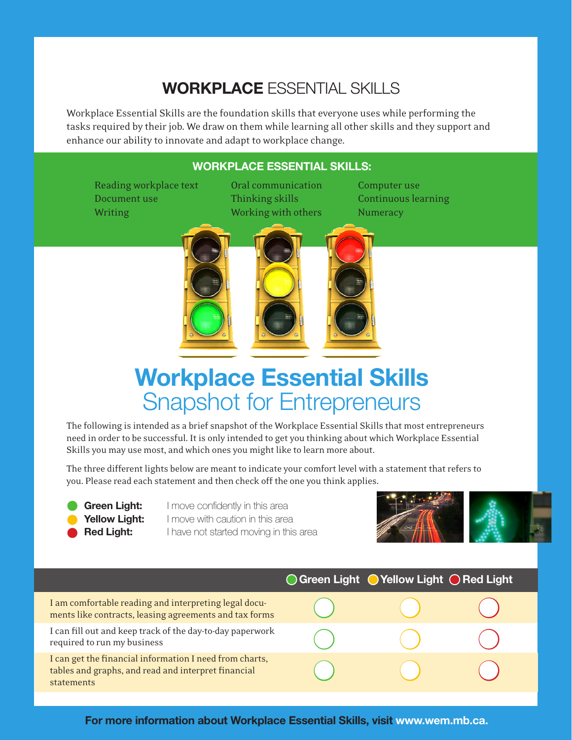# WORKPLACE ESSENTIAL SKILLS

Workplace Essential Skills are the foundation skills that everyone uses while performing the tasks required by their job. We draw on them while learning all other skills and they support and enhance our ability to innovate and adapt to workplace change.

## WORKPLACE ESSENTIAL SKILLS:

- Reading workplace text
- Document use
- Writing
- Oral communication
- Thinking skills
- Working with others
- Computer use
- Continuous learning
- Numeracy

# Workplace Essential Skills
## Snapshot for Entrepreneurs

The following is intended as a brief snapshot of the Workplace Essential Skills that most entrepreneurs need in order to be successful. It is only intended to get you thinking about which Workplace Essential Skills you may use most, and which ones you might like to learn more about.

The three different lights below are meant to indicate your comfort level with a statement that refers to you. Please read each statement and then check off the one you think applies.

- **Green Light:** I move confidently in this area
- **Yellow Light:** I move with caution in this area
- **Red Light:** I have not started moving in this area

| | Green Light | Yellow Light | Red Light |
|---|---|---|---|
| I am comfortable reading and interpreting legal documents like contracts, leasing agreements and tax forms | ○ | ○ | ○ |
| I can fill out and keep track of the day-to-day paperwork required to run my business | ○ | ○ | ○ |
| I can get the financial information I need from charts, tables and graphs, and read and interpret financial statements | ○ | ○ | ○ |

**For more information about Workplace Essential Skills, visit www.wem.mb.ca.**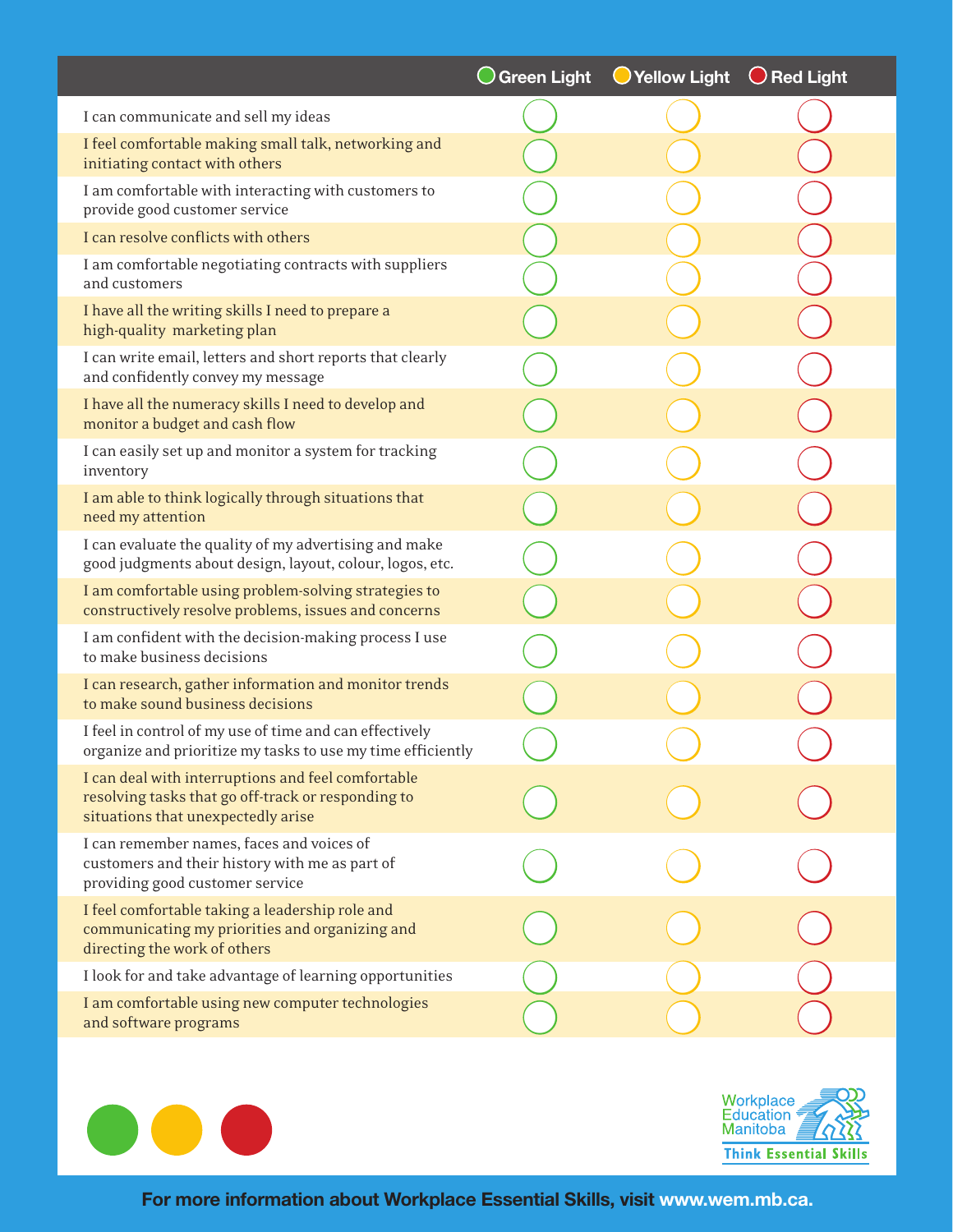| | Green Light | Yellow Light | Red Light |
|---|---|---|---|
| I can communicate and sell my ideas | | | |
| I feel comfortable making small talk, networking and initiating contact with others | | | |
| I am comfortable with interacting with customers to provide good customer service | | | |
| I can resolve conflicts with others | | | |
| I am comfortable negotiating contracts with suppliers and customers | | | |
| I have all the writing skills I need to prepare a high-quality marketing plan | | | |
| I can write email, letters and short reports that clearly and confidently convey my message | | | |
| I have all the numeracy skills I need to develop and monitor a budget and cash flow | | | |
| I can easily set up and monitor a system for tracking inventory | | | |
| I am able to think logically through situations that need my attention | | | |
| I can evaluate the quality of my advertising and make good judgments about design, layout, colour, logos, etc. | | | |
| I am comfortable using problem-solving strategies to constructively resolve problems, issues and concerns | | | |
| I am confident with the decision-making process I use to make business decisions | | | |
| I can research, gather information and monitor trends to make sound business decisions | | | |
| I feel in control of my use of time and can effectively organize and prioritize my tasks to use my time efficiently | | | |
| I can deal with interruptions and feel comfortable resolving tasks that go off-track or responding to situations that unexpectedly arise | | | |
| I can remember names, faces and voices of customers and their history with me as part of providing good customer service | | | |
| I feel comfortable taking a leadership role and communicating my priorities and organizing and directing the work of others | | | |
| I look for and take advantage of learning opportunities | | | |
| I am comfortable using new computer technologies and software programs | | | |

Workplace Education Manitoba

Think Essential Skills

**For more information about Workplace Essential Skills, visit www.wem.mb.ca.**